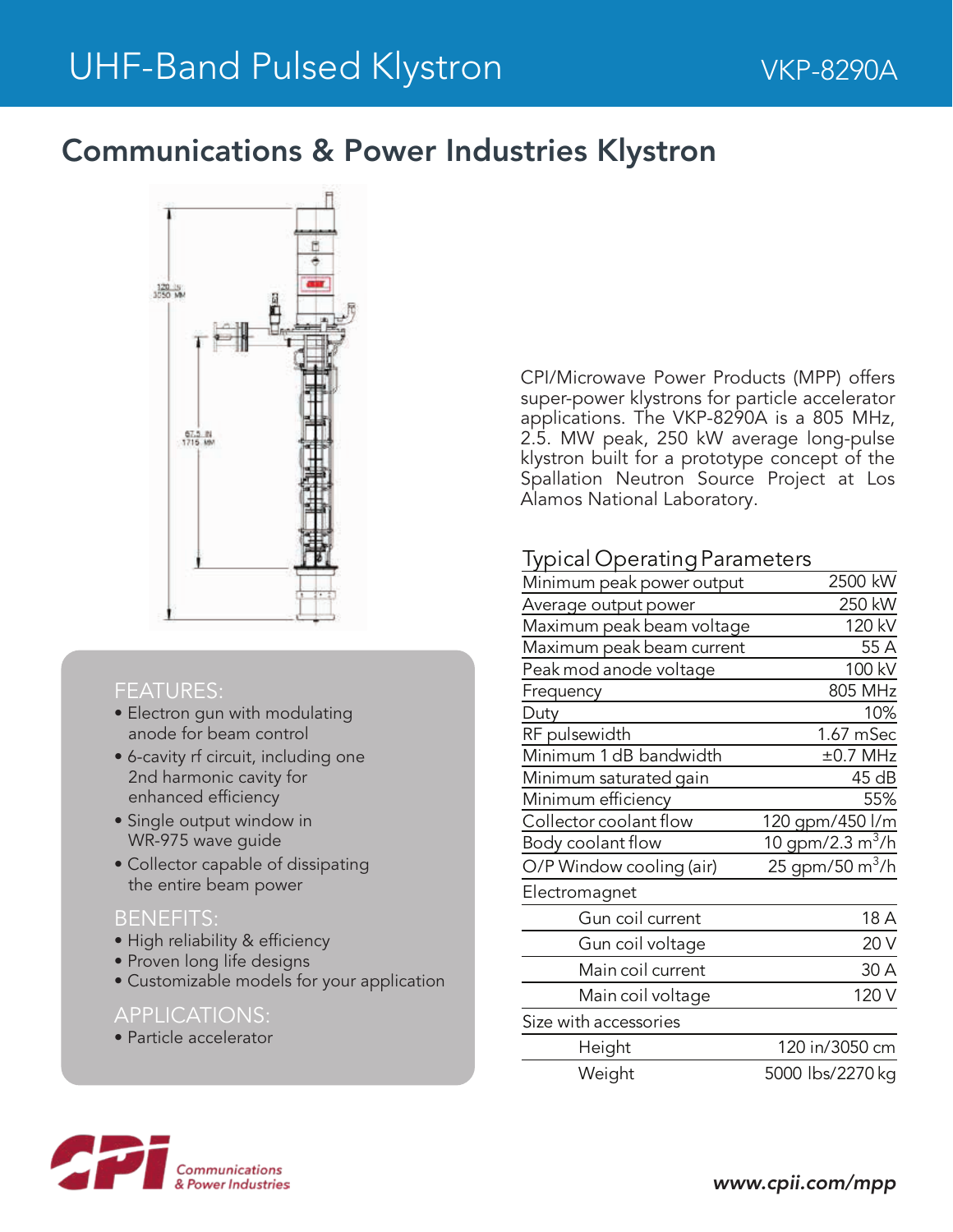# UHF-Band Pulsed Klystron

VKP-8290A

## Communications & Power Industries Klystron

CPI/Microwave Power Products (MPP) offers super-power klystrons for particle accelerator applications. The VKP-8290A is a 805 MHz, 2.5. MW peak, 250 kW average long-pulse klystron built for a prototype concept of the Spallation Neutron Source Project at Los Alamos National Laboratory.

### FEATURES:

- Electron gun with modulating anode for beam control
- 6-cavity rf circuit, including one 2nd harmonic cavity for enhanced efficiency
- Single output window in WR-975 wave guide
- Collector capable of dissipating the entire beam power

### BENEFITS:

- High reliability & efficiency
- Proven long life designs
- Customizable models for your application

### APPLICATIONS:

- Particle accelerator

### Typical Operating Parameters

| Parameter | Value |
|---|---|
| Minimum peak power output | 2500 kW |
| Average output power | 250 kW |
| Maximum peak beam voltage | 120 kV |
| Maximum peak beam current | 55 A |
| Peak mod anode voltage | 100 kV |
| Frequency | 805 MHz |
| Duty | 10% |
| RF pulsewidth | 1.67 mSec |
| Minimum 1 dB bandwidth | ±0.7 MHz |
| Minimum saturated gain | 45 dB |
| Minimum efficiency | 55% |
| Collector coolant flow | 120 gpm/450 l/m |
| Body coolant flow | 10 gpm/2.3 $m^3$/h |
| O/P Window cooling (air) | 25 gpm/50 $m^3$/h |
| Electromagnet | |
| Gun coil current | 18 A |
| Gun coil voltage | 20 V |
| Main coil current | 30 A |
| Main coil voltage | 120 V |
| Size with accessories | |
| Height | 120 in/3050 cm |
| Weight | 5000 lbs/2270 kg |

CPI Communications & Power Industries

*www.cpii.com/mpp*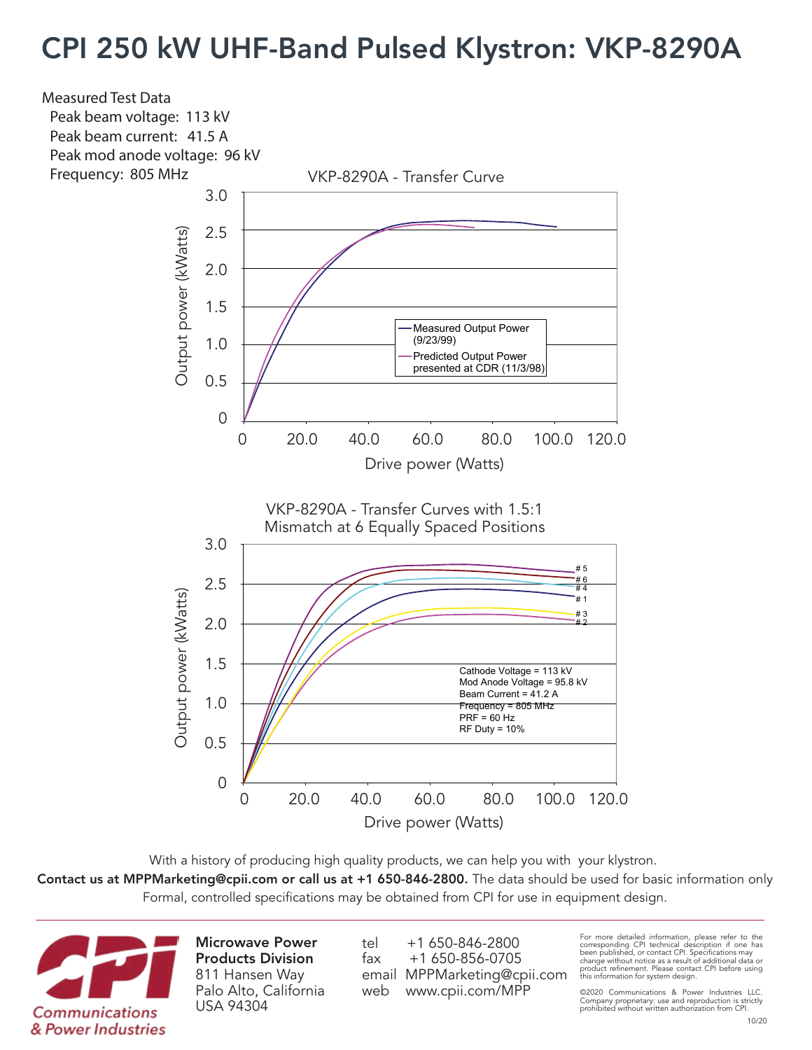# CPI 250 kW UHF-Band Pulsed Klystron: VKP-8290A

Measured Test Data

- Peak beam voltage: 113 kV
- Peak beam current: 41.5 A
- Peak mod anode voltage: 96 kV
- Frequency: 805 MHz

VKP-8290A - Transfer Curve

Output power (kWatts)

3.0
2.5
2.0
1.5
1.0
0.5
0

Drive power (Watts)

0
20.0
40.0
60.0
80.0
100.0
120.0

Measured Output Power (9/23/99)
Predicted Output Power presented at CDR (11/3/98)

VKP-8290A - Transfer Curves with 1.5:1 Mismatch at 6 Equally Spaced Positions

Output power (kWatts)

3.0
2.5
2.0
1.5
1.0
0.5
0

Drive power (Watts)

0
20.0
40.0
60.0
80.0
100.0
120.0

# 5
# 6
# 4
# 1
# 3
# 2

Cathode Voltage = 113 kV
Mod Anode Voltage = 95.8 kV
Beam Current = 41.2 A
Frequency = 805 MHz
PRF = 60 Hz
RF Duty = 10%

With a history of producing high quality products, we can help you with your klystron.

**Contact us at MPPMarketing@cpii.com or call us at +1 650-846-2800.** The data should be used for basic information only Formal, controlled specifications may be obtained from CPI for use in equipment design.

Communications & Power Industries

**Microwave Power Products Division**
811 Hansen Way
Palo Alto, California
USA 94304

tel +1 650-846-2800
fax +1 650-856-0705
email MPPMarketing@cpii.com
web www.cpii.com/MPP

For more detailed information, please refer to the corresponding CPI technical description if one has been published, or contact CPI. Specifications may change without notice as a result of additional data or product refinement. Please contact CPI before using this information for system design.

©2020 Communications & Power Industries LLC. Company proprietary: use and reproduction is strictly prohibited without written authorization from CPI.

10/20